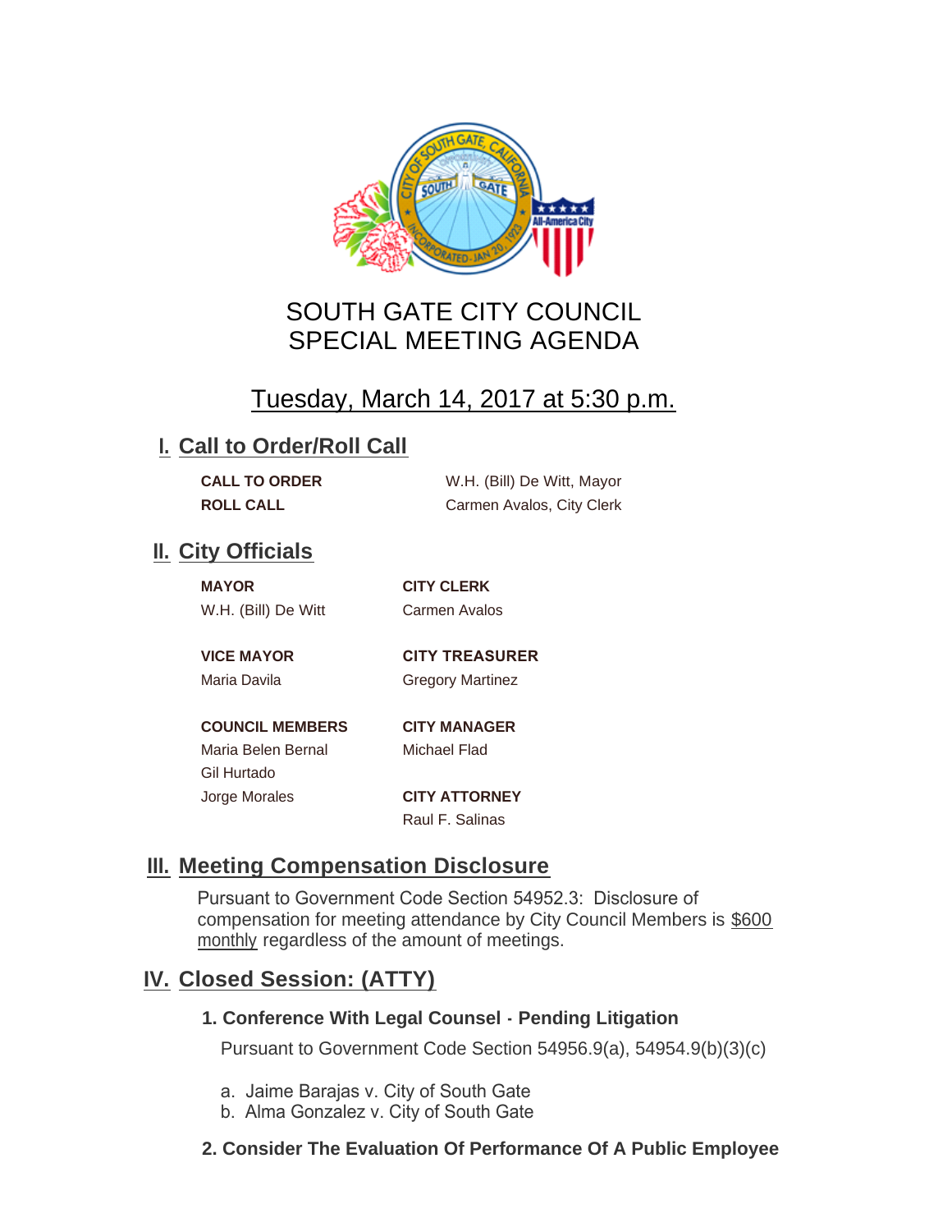# SOUTH GATE CITY COUNCIL
# SPECIAL MEETING AGENDA

## Tuesday, March 14, 2017 at 5:30 p.m.

## I. Call to Order/Roll Call

**CALL TO ORDER** W.H. (Bill) De Witt, Mayor
**ROLL CALL** Carmen Avalos, City Clerk

## II. City Officials

**MAYOR**
W.H. (Bill) De Witt

**VICE MAYOR**
Maria Davila

**COUNCIL MEMBERS**
Maria Belen Bernal
Gil Hurtado
Jorge Morales

**CITY CLERK**
Carmen Avalos

**CITY TREASURER**
Gregory Martinez

**CITY MANAGER**
Michael Flad

**CITY ATTORNEY**
Raul F. Salinas

## III. Meeting Compensation Disclosure

Pursuant to Government Code Section 54952.3: Disclosure of compensation for meeting attendance by City Council Members is $600 monthly regardless of the amount of meetings.

## IV. Closed Session: (ATTY)

**1. Conference With Legal Counsel - Pending Litigation**

Pursuant to Government Code Section 54956.9(a), 54954.9(b)(3)(c)

a. Jaime Barajas v. City of South Gate
b. Alma Gonzalez v. City of South Gate

**2. Consider The Evaluation Of Performance Of A Public Employee**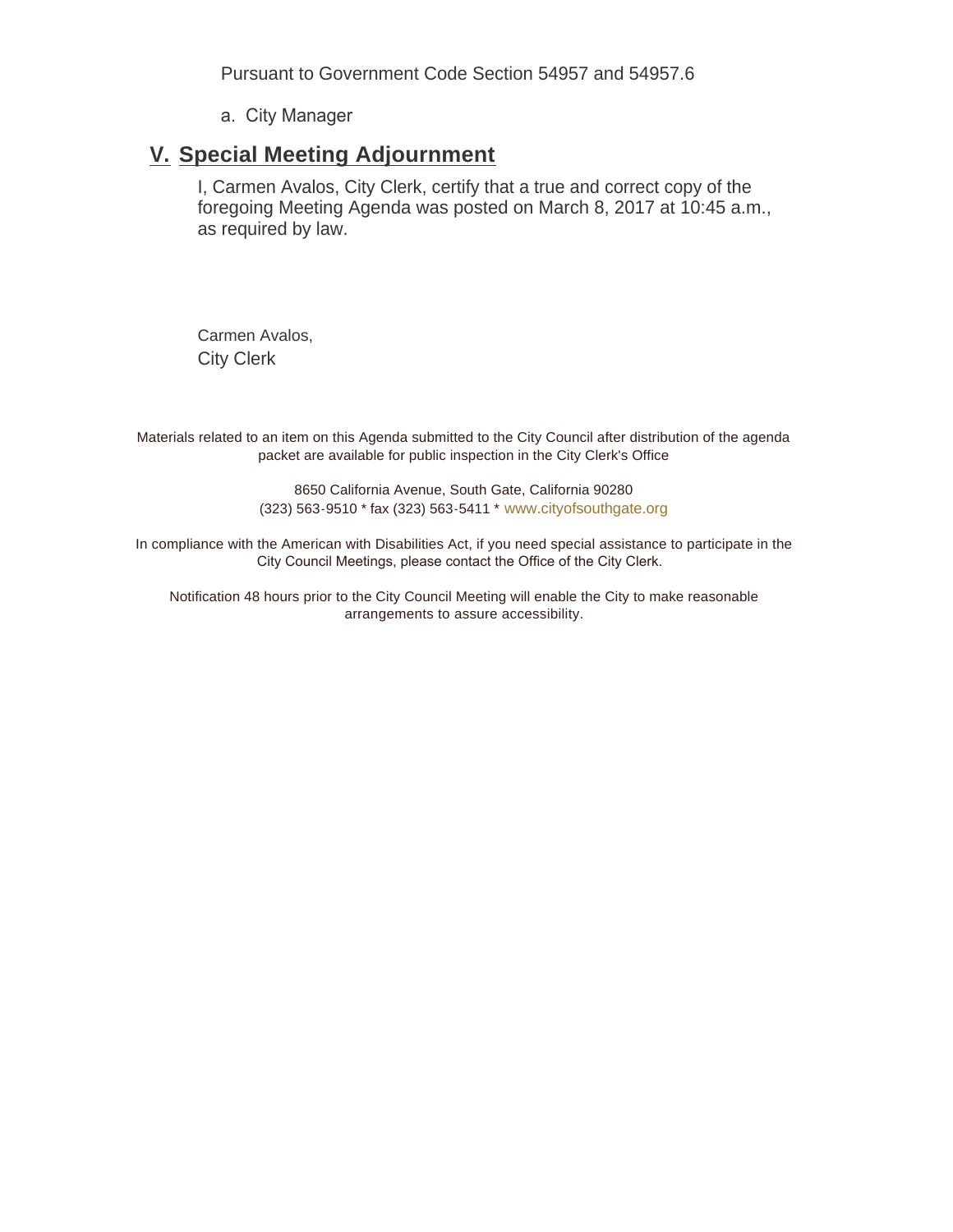Pursuant to Government Code Section 54957 and 54957.6

a. City Manager

## V. Special Meeting Adjournment

I, Carmen Avalos, City Clerk, certify that a true and correct copy of the foregoing Meeting Agenda was posted on March 8, 2017 at 10:45 a.m., as required by law.

Carmen Avalos,
City Clerk

Materials related to an item on this Agenda submitted to the City Council after distribution of the agenda packet are available for public inspection in the City Clerk's Office

8650 California Avenue, South Gate, California 90280
(323) 563-9510 * fax (323) 563-5411 * www.cityofsouthgate.org

In compliance with the American with Disabilities Act, if you need special assistance to participate in the City Council Meetings, please contact the Office of the City Clerk.

Notification 48 hours prior to the City Council Meeting will enable the City to make reasonable arrangements to assure accessibility.